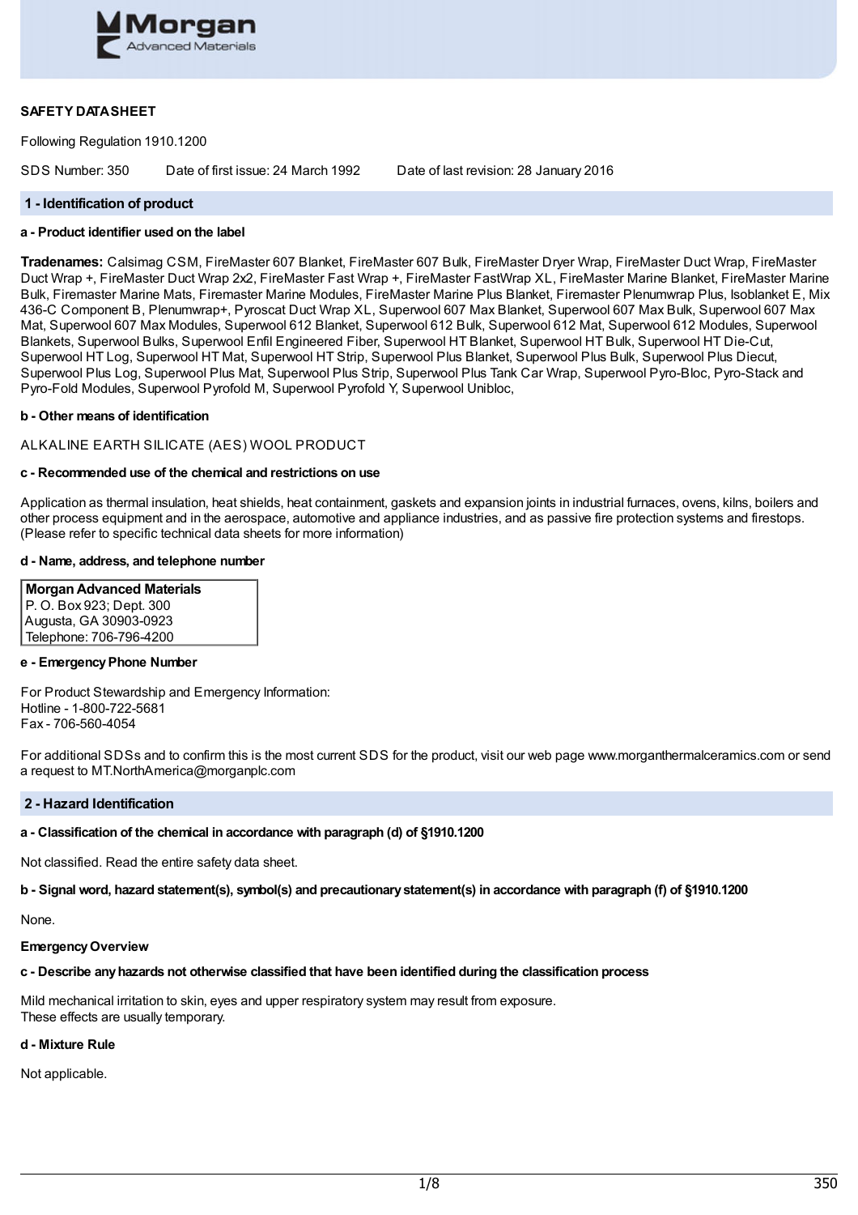# SAFETY DATASHEET

Following Regulation 1910.1200

SDS Number: 350  Date of first issue: 24 March 1992  Date of last revision: 28 January 2016

## 1 - Identification of product

### a - Product identifier used on the label

**Tradenames:** Calsimag CSM, FireMaster 607 Blanket, FireMaster 607 Bulk, FireMaster Dryer Wrap, FireMaster Duct Wrap, FireMaster Duct Wrap +, FireMaster Duct Wrap 2x2, FireMaster Fast Wrap +, FireMaster FastWrap XL, FireMaster Marine Blanket, FireMaster Marine Bulk, Firemaster Marine Mats, Firemaster Marine Modules, FireMaster Marine Plus Blanket, Firemaster Plenumwrap Plus, Isoblanket E, Mix 436-C Component B, Plenumwrap+, Pyroscat Duct Wrap XL, Superwool 607 Max Blanket, Superwool 607 Max Bulk, Superwool 607 Max Mat, Superwool 607 Max Modules, Superwool 612 Blanket, Superwool 612 Bulk, Superwool 612 Mat, Superwool 612 Modules, Superwool Blankets, Superwool Bulks, Superwool Enfil Engineered Fiber, Superwool HT Blanket, Superwool HT Bulk, Superwool HT Die-Cut, Superwool HT Log, Superwool HT Mat, Superwool HT Strip, Superwool Plus Blanket, Superwool Plus Bulk, Superwool Plus Diecut, Superwool Plus Log, Superwool Plus Mat, Superwool Plus Strip, Superwool Plus Tank Car Wrap, Superwool Pyro-Bloc, Pyro-Stack and Pyro-Fold Modules, Superwool Pyrofold M, Superwool Pyrofold Y, Superwool Unibloc,

### b - Other means of identification

ALKALINE EARTH SILICATE (AES) WOOL PRODUCT

### c - Recommended use of the chemical and restrictions on use

Application as thermal insulation, heat shields, heat containment, gaskets and expansion joints in industrial furnaces, ovens, kilns, boilers and other process equipment and in the aerospace, automotive and appliance industries, and as passive fire protection systems and firestops. (Please refer to specific technical data sheets for more information)

### d - Name, address, and telephone number

| **Morgan Advanced Materials** |
| --- |
| P. O. Box 923; Dept. 300 |
| Augusta, GA 30903-0923 |
| Telephone: 706-796-4200 |

### e - Emergency Phone Number

For Product Stewardship and Emergency Information:
Hotline - 1-800-722-5681
Fax - 706-560-4054

For additional SDSs and to confirm this is the most current SDS for the product, visit our web page www.morganthermalceramics.com or send a request to MT.NorthAmerica@morganplc.com

## 2 - Hazard Identification

### a - Classification of the chemical in accordance with paragraph (d) of §1910.1200

Not classified. Read the entire safety data sheet.

### b - Signal word, hazard statement(s), symbol(s) and precautionary statement(s) in accordance with paragraph (f) of §1910.1200

None.

**Emergency Overview**

### c - Describe any hazards not otherwise classified that have been identified during the classification process

Mild mechanical irritation to skin, eyes and upper respiratory system may result from exposure.
These effects are usually temporary.

### d - Mixture Rule

Not applicable.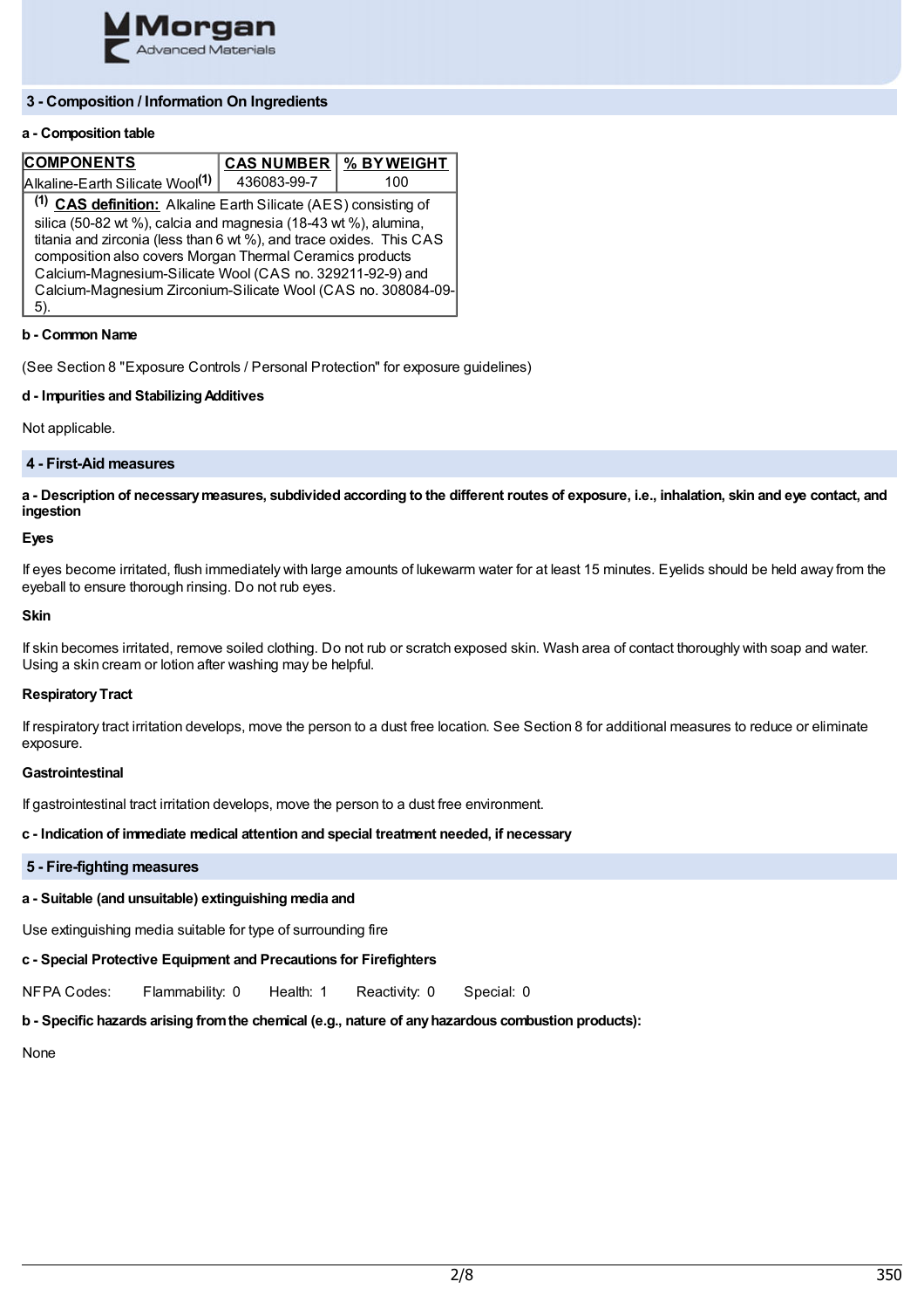## 3 - Composition / Information On Ingredients

**a - Composition table**

| COMPONENTS | CAS NUMBER | % BY WEIGHT |
|---|---|---|
| Alkaline-Earth Silicate Wool[1] | 436083-99-7 | 100 |

[1] **CAS definition:** Alkaline Earth Silicate (AES) consisting of silica (50-82 wt %), calcia and magnesia (18-43 wt %), alumina, titania and zirconia (less than 6 wt %), and trace oxides. This CAS composition also covers Morgan Thermal Ceramics products Calcium-Magnesium-Silicate Wool (CAS no. 329211-92-9) and Calcium-Magnesium Zirconium-Silicate Wool (CAS no. 308084-09-5).

**b - Common Name**

(See Section 8 "Exposure Controls / Personal Protection" for exposure guidelines)

**d - Impurities and Stabilizing Additives**

Not applicable.

## 4 - First-Aid measures

**a - Description of necessary measures, subdivided according to the different routes of exposure, i.e., inhalation, skin and eye contact, and ingestion**

**Eyes**

If eyes become irritated, flush immediately with large amounts of lukewarm water for at least 15 minutes. Eyelids should be held away from the eyeball to ensure thorough rinsing. Do not rub eyes.

**Skin**

If skin becomes irritated, remove soiled clothing. Do not rub or scratch exposed skin. Wash area of contact thoroughly with soap and water. Using a skin cream or lotion after washing may be helpful.

**Respiratory Tract**

If respiratory tract irritation develops, move the person to a dust free location. See Section 8 for additional measures to reduce or eliminate exposure.

**Gastrointestinal**

If gastrointestinal tract irritation develops, move the person to a dust free environment.

**c - Indication of immediate medical attention and special treatment needed, if necessary**

## 5 - Fire-fighting measures

**a - Suitable (and unsuitable) extinguishing media and**

Use extinguishing media suitable for type of surrounding fire

**c - Special Protective Equipment and Precautions for Firefighters**

NFPA Codes: Flammability: 0 Health: 1 Reactivity: 0 Special: 0

**b - Specific hazards arising from the chemical (e.g., nature of any hazardous combustion products):**

None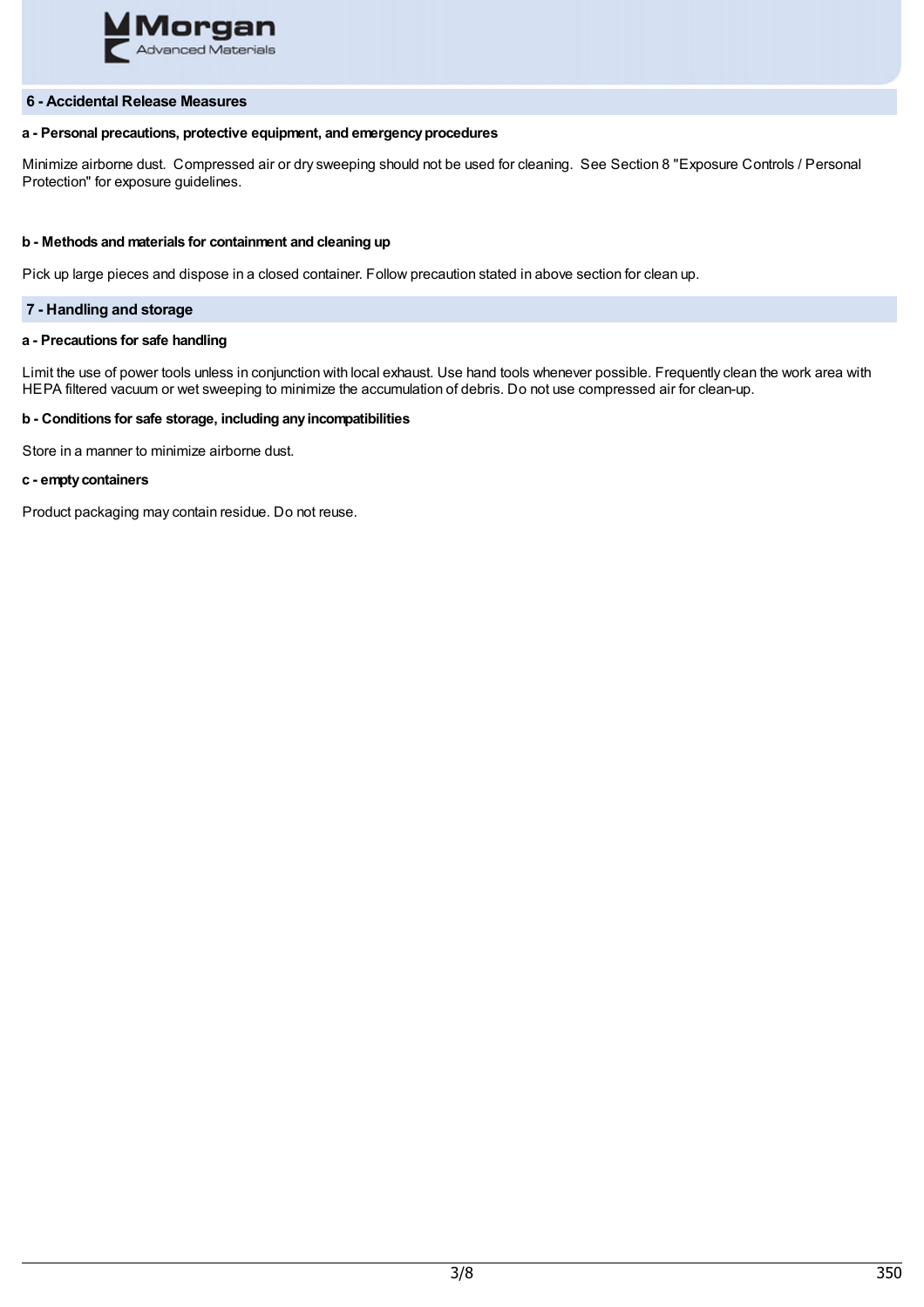## 6 - Accidental Release Measures

**a - Personal precautions, protective equipment, and emergency procedures**

Minimize airborne dust. Compressed air or dry sweeping should not be used for cleaning. See Section 8 "Exposure Controls / Personal Protection" for exposure guidelines.

**b - Methods and materials for containment and cleaning up**

Pick up large pieces and dispose in a closed container. Follow precaution stated in above section for clean up.

## 7 - Handling and storage

**a - Precautions for safe handling**

Limit the use of power tools unless in conjunction with local exhaust. Use hand tools whenever possible. Frequently clean the work area with HEPA filtered vacuum or wet sweeping to minimize the accumulation of debris. Do not use compressed air for clean-up.

**b - Conditions for safe storage, including any incompatibilities**

Store in a manner to minimize airborne dust.

**c - empty containers**

Product packaging may contain residue. Do not reuse.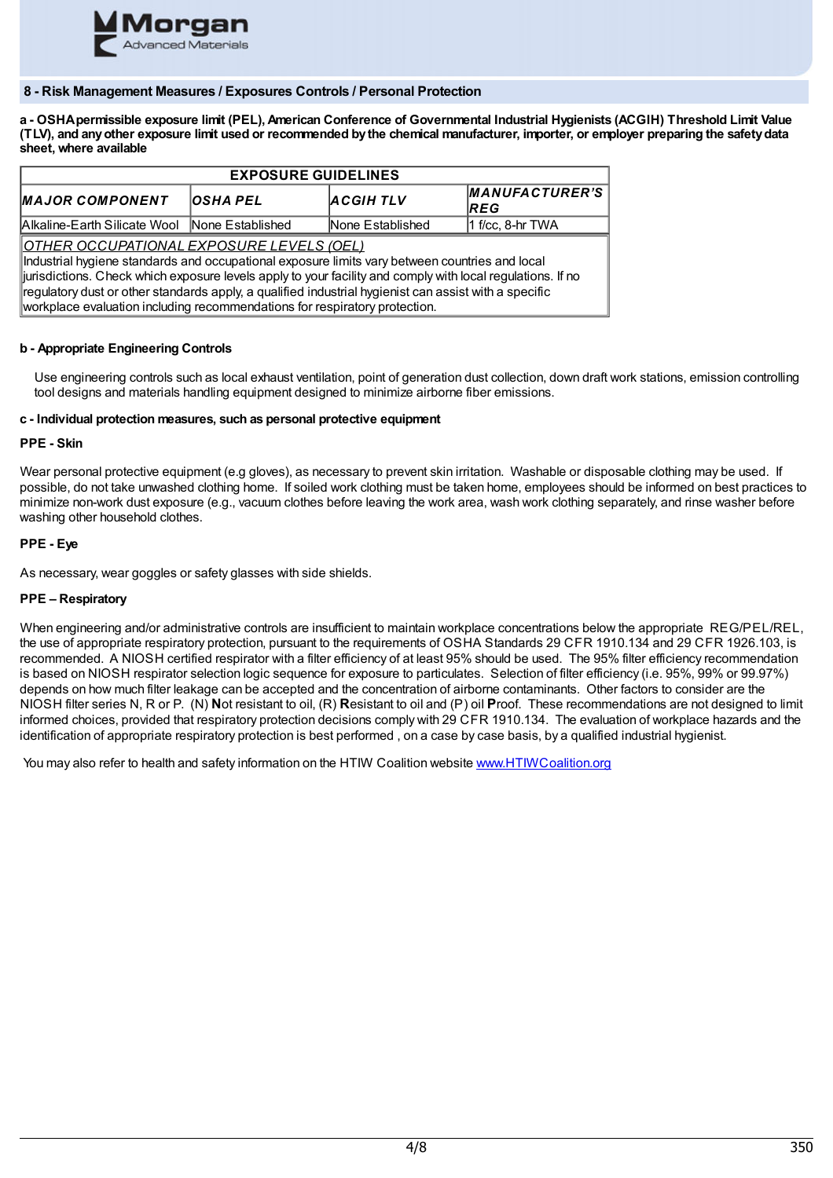## 8 - Risk Management Measures / Exposures Controls / Personal Protection

**a - OSHA permissible exposure limit (PEL), American Conference of Governmental Industrial Hygienists (ACGIH) Threshold Limit Value (TLV), and any other exposure limit used or recommended by the chemical manufacturer, importer, or employer preparing the safety data sheet, where available**

| EXPOSURE GUIDELINES | | | |
|---|---|---|---|
| ***MAJOR COMPONENT*** | ***OSHA PEL*** | ***ACGIH TLV*** | ***MANUFACTURER'S REG*** |
| Alkaline-Earth Silicate Wool | None Established | None Established | 1 f/cc, 8-hr TWA |

*OTHER OCCUPATIONAL EXPOSURE LEVELS (OEL)*
Industrial hygiene standards and occupational exposure limits vary between countries and local jurisdictions. Check which exposure levels apply to your facility and comply with local regulations. If no regulatory dust or other standards apply, a qualified industrial hygienist can assist with a specific workplace evaluation including recommendations for respiratory protection.

**b - Appropriate Engineering Controls**

Use engineering controls such as local exhaust ventilation, point of generation dust collection, down draft work stations, emission controlling tool designs and materials handling equipment designed to minimize airborne fiber emissions.

**c - Individual protection measures, such as personal protective equipment**

**PPE - Skin**

Wear personal protective equipment (e.g gloves), as necessary to prevent skin irritation. Washable or disposable clothing may be used. If possible, do not take unwashed clothing home. If soiled work clothing must be taken home, employees should be informed on best practices to minimize non-work dust exposure (e.g., vacuum clothes before leaving the work area, wash work clothing separately, and rinse washer before washing other household clothes.

**PPE - Eye**

As necessary, wear goggles or safety glasses with side shields.

**PPE – Respiratory**

When engineering and/or administrative controls are insufficient to maintain workplace concentrations below the appropriate REG/PEL/REL, the use of appropriate respiratory protection, pursuant to the requirements of OSHA Standards 29 CFR 1910.134 and 29 CFR 1926.103, is recommended. A NIOSH certified respirator with a filter efficiency of at least 95% should be used. The 95% filter efficiency recommendation is based on NIOSH respirator selection logic sequence for exposure to particulates. Selection of filter efficiency (i.e. 95%, 99% or 99.97%) depends on how much filter leakage can be accepted and the concentration of airborne contaminants. Other factors to consider are the NIOSH filter series N, R or P. (N) **N**ot resistant to oil, (R) **R**esistant to oil and (P) oil **P**roof. These recommendations are not designed to limit informed choices, provided that respiratory protection decisions comply with 29 CFR 1910.134. The evaluation of workplace hazards and the identification of appropriate respiratory protection is best performed , on a case by case basis, by a qualified industrial hygienist.

You may also refer to health and safety information on the HTIW Coalition website [www.HTIWCoalition.org](www.HTIWCoalition.org)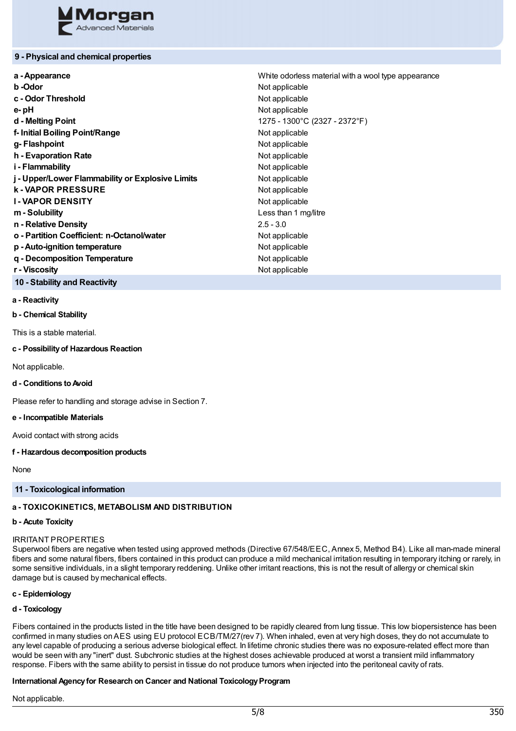## 9 - Physical and chemical properties

| | |
|---|---|
| **a - Appearance** | White odorless material with a wool type appearance |
| **b -Odor** | Not applicable |
| **c - Odor Threshold** | Not applicable |
| **e- pH** | Not applicable |
| **d - Melting Point** | 1275 - 1300°C (2327 - 2372°F) |
| **f- Initial Boiling Point/Range** | Not applicable |
| **g- Flashpoint** | Not applicable |
| **h - Evaporation Rate** | Not applicable |
| **i - Flammability** | Not applicable |
| **j - Upper/Lower Flammability or Explosive Limits** | Not applicable |
| **k - VAPOR PRESSURE** | Not applicable |
| **l - VAPOR DENSITY** | Not applicable |
| **m - Solubility** | Less than 1 mg/litre |
| **n - Relative Density** | 2.5 - 3.0 |
| **o - Partition Coefficient: n-Octanol/water** | Not applicable |
| **p - Auto-ignition temperature** | Not applicable |
| **q - Decomposition Temperature** | Not applicable |
| **r - Viscosity** | Not applicable |

## 10 - Stability and Reactivity

**a - Reactivity**

**b - Chemical Stability**

This is a stable material.

**c - Possibility of Hazardous Reaction**

Not applicable.

**d - Conditions to Avoid**

Please refer to handling and storage advise in Section 7.

**e - Incompatible Materials**

Avoid contact with strong acids

**f - Hazardous decomposition products**

None

## 11 - Toxicological information

**a - TOXICOKINETICS, METABOLISM AND DISTRIBUTION**

**b - Acute Toxicity**

IRRITANT PROPERTIES
Superwool fibers are negative when tested using approved methods (Directive 67/548/EEC, Annex 5, Method B4). Like all man-made mineral fibers and some natural fibers, fibers contained in this product can produce a mild mechanical irritation resulting in temporary itching or rarely, in some sensitive individuals, in a slight temporary reddening. Unlike other irritant reactions, this is not the result of allergy or chemical skin damage but is caused by mechanical effects.

**c - Epidemiology**

**d - Toxicology**

Fibers contained in the products listed in the title have been designed to be rapidly cleared from lung tissue. This low biopersistence has been confirmed in many studies on AES using EU protocol ECB/TM/27(rev 7). When inhaled, even at very high doses, they do not accumulate to any level capable of producing a serious adverse biological effect. In lifetime chronic studies there was no exposure-related effect more than would be seen with any "inert" dust. Subchronic studies at the highest doses achievable produced at worst a transient mild inflammatory response. Fibers with the same ability to persist in tissue do not produce tumors when injected into the peritoneal cavity of rats.

**International Agency for Research on Cancer and National Toxicology Program**

Not applicable.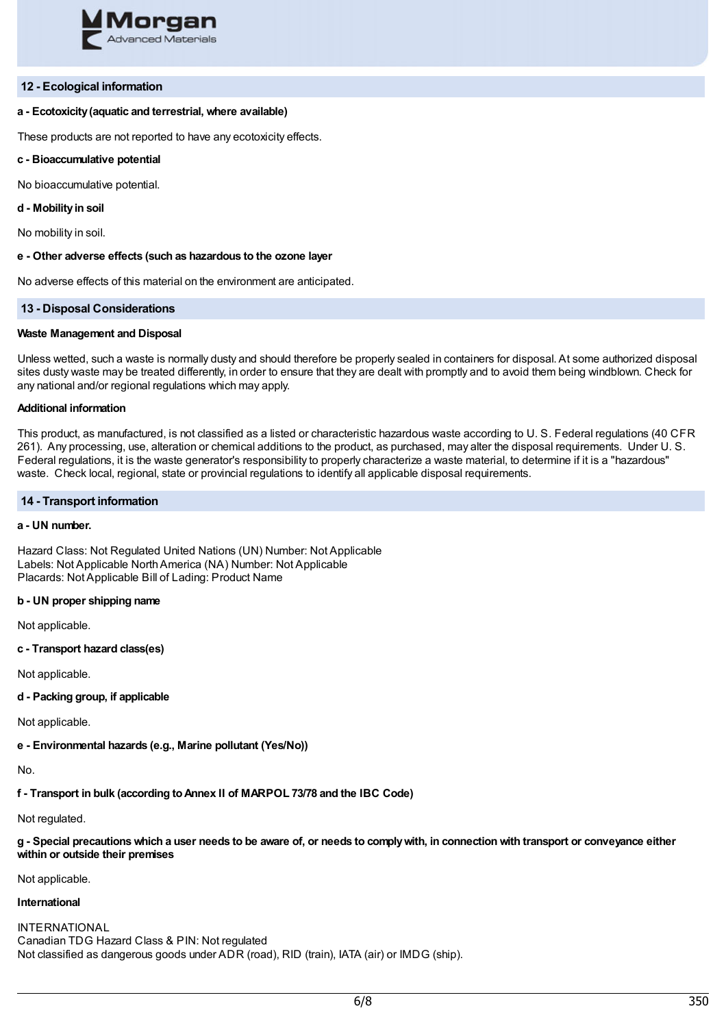## 12 - Ecological information

**a - Ecotoxicity (aquatic and terrestrial, where available)**

These products are not reported to have any ecotoxicity effects.

**c - Bioaccumulative potential**

No bioaccumulative potential.

**d - Mobility in soil**

No mobility in soil.

**e - Other adverse effects (such as hazardous to the ozone layer**

No adverse effects of this material on the environment are anticipated.

## 13 - Disposal Considerations

**Waste Management and Disposal**

Unless wetted, such a waste is normally dusty and should therefore be properly sealed in containers for disposal. At some authorized disposal sites dusty waste may be treated differently, in order to ensure that they are dealt with promptly and to avoid them being windblown. Check for any national and/or regional regulations which may apply.

**Additional information**

This product, as manufactured, is not classified as a listed or characteristic hazardous waste according to U. S. Federal regulations (40 CFR 261). Any processing, use, alteration or chemical additions to the product, as purchased, may alter the disposal requirements. Under U. S. Federal regulations, it is the waste generator's responsibility to properly characterize a waste material, to determine if it is a "hazardous" waste. Check local, regional, state or provincial regulations to identify all applicable disposal requirements.

## 14 - Transport information

**a - UN number.**

Hazard Class: Not Regulated United Nations (UN) Number: Not Applicable
Labels: Not Applicable North America (NA) Number: Not Applicable
Placards: Not Applicable Bill of Lading: Product Name

**b - UN proper shipping name**

Not applicable.

**c - Transport hazard class(es)**

Not applicable.

**d - Packing group, if applicable**

Not applicable.

**e - Environmental hazards (e.g., Marine pollutant (Yes/No))**

No.

**f - Transport in bulk (according to Annex II of MARPOL 73/78 and the IBC Code)**

Not regulated.

**g - Special precautions which a user needs to be aware of, or needs to comply with, in connection with transport or conveyance either within or outside their premises**

Not applicable.

**International**

INTERNATIONAL
Canadian TDG Hazard Class & PIN: Not regulated
Not classified as dangerous goods under ADR (road), RID (train), IATA (air) or IMDG (ship).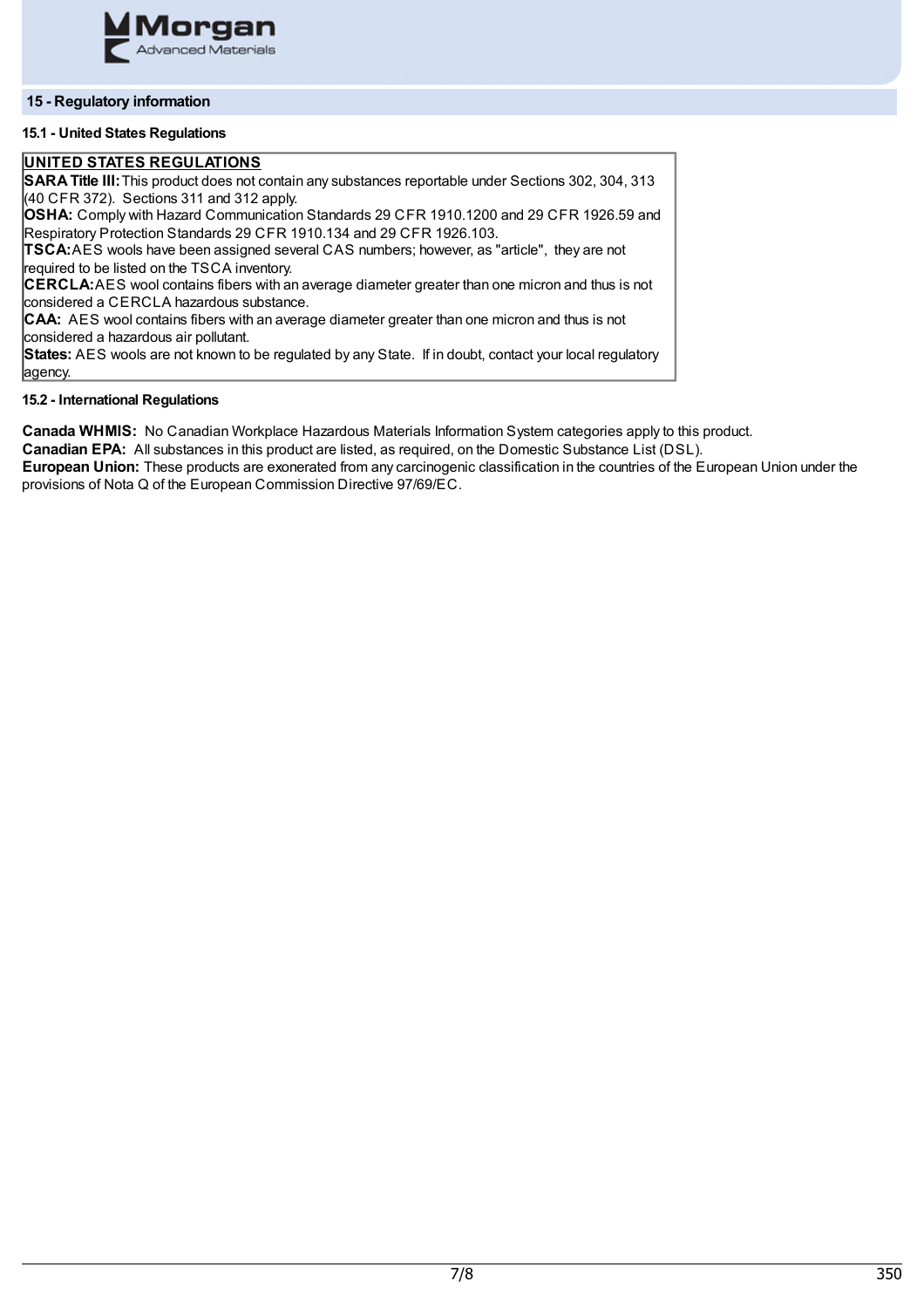## 15 - Regulatory information

### 15.1 - United States Regulations

**UNITED STATES REGULATIONS**

**SARA Title III:** This product does not contain any substances reportable under Sections 302, 304, 313 (40 CFR 372). Sections 311 and 312 apply.
**OSHA:** Comply with Hazard Communication Standards 29 CFR 1910.1200 and 29 CFR 1926.59 and Respiratory Protection Standards 29 CFR 1910.134 and 29 CFR 1926.103.
**TSCA:** AES wools have been assigned several CAS numbers; however, as "article", they are not required to be listed on the TSCA inventory.
**CERCLA:** AES wool contains fibers with an average diameter greater than one micron and thus is not considered a CERCLA hazardous substance.
**CAA:** AES wool contains fibers with an average diameter greater than one micron and thus is not considered a hazardous air pollutant.
**States:** AES wools are not known to be regulated by any State. If in doubt, contact your local regulatory agency.

### 15.2 - International Regulations

**Canada WHMIS:** No Canadian Workplace Hazardous Materials Information System categories apply to this product.
**Canadian EPA:** All substances in this product are listed, as required, on the Domestic Substance List (DSL).
**European Union:** These products are exonerated from any carcinogenic classification in the countries of the European Union under the provisions of Nota Q of the European Commission Directive 97/69/EC.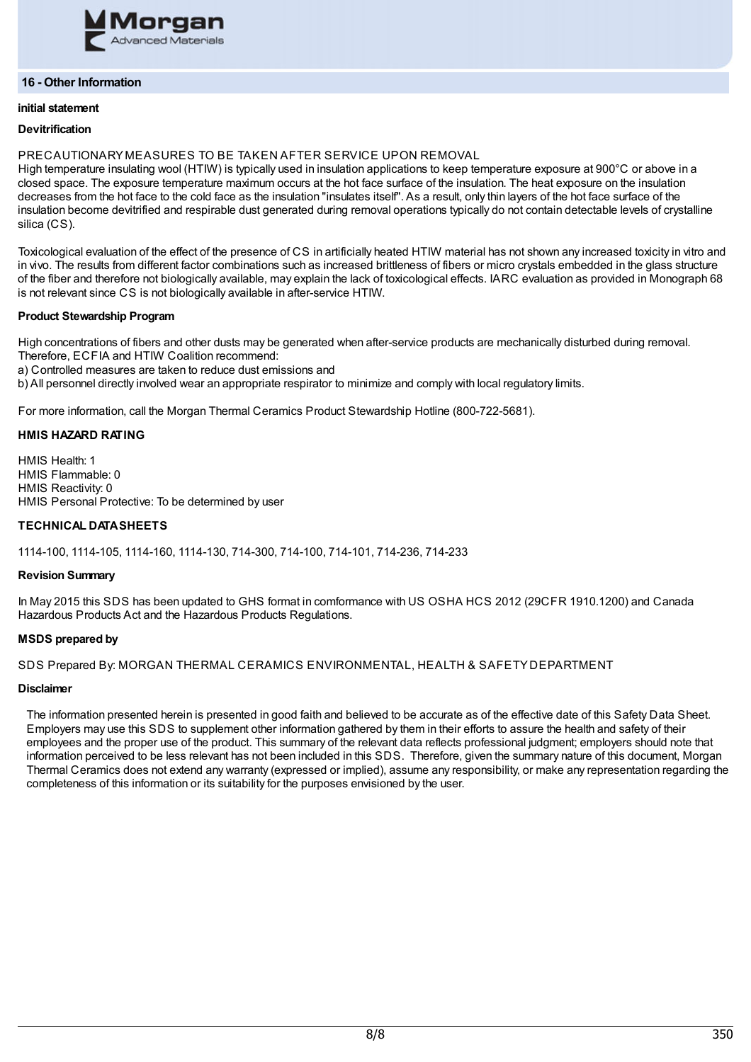## 16 - Other Information

**initial statement**

**Devitrification**

PRECAUTIONARY MEASURES TO BE TAKEN AFTER SERVICE UPON REMOVAL
High temperature insulating wool (HTIW) is typically used in insulation applications to keep temperature exposure at 900°C or above in a closed space. The exposure temperature maximum occurs at the hot face surface of the insulation. The heat exposure on the insulation decreases from the hot face to the cold face as the insulation "insulates itself". As a result, only thin layers of the hot face surface of the insulation become devitrified and respirable dust generated during removal operations typically do not contain detectable levels of crystalline silica (CS).

Toxicological evaluation of the effect of the presence of CS in artificially heated HTIW material has not shown any increased toxicity in vitro and in vivo. The results from different factor combinations such as increased brittleness of fibers or micro crystals embedded in the glass structure of the fiber and therefore not biologically available, may explain the lack of toxicological effects. IARC evaluation as provided in Monograph 68 is not relevant since CS is not biologically available in after-service HTIW.

**Product Stewardship Program**

High concentrations of fibers and other dusts may be generated when after-service products are mechanically disturbed during removal. Therefore, ECFIA and HTIW Coalition recommend:
a) Controlled measures are taken to reduce dust emissions and
b) All personnel directly involved wear an appropriate respirator to minimize and comply with local regulatory limits.

For more information, call the Morgan Thermal Ceramics Product Stewardship Hotline (800-722-5681).

**HMIS HAZARD RATING**

HMIS Health: 1
HMIS Flammable: 0
HMIS Reactivity: 0
HMIS Personal Protective: To be determined by user

**TECHNICAL DATA SHEETS**

1114-100, 1114-105, 1114-160, 1114-130, 714-300, 714-100, 714-101, 714-236, 714-233

**Revision Summary**

In May 2015 this SDS has been updated to GHS format in comformance with US OSHA HCS 2012 (29CFR 1910.1200) and Canada Hazardous Products Act and the Hazardous Products Regulations.

**MSDS prepared by**

SDS Prepared By: MORGAN THERMAL CERAMICS ENVIRONMENTAL, HEALTH & SAFETY DEPARTMENT

**Disclaimer**

The information presented herein is presented in good faith and believed to be accurate as of the effective date of this Safety Data Sheet. Employers may use this SDS to supplement other information gathered by them in their efforts to assure the health and safety of their employees and the proper use of the product. This summary of the relevant data reflects professional judgment; employers should note that information perceived to be less relevant has not been included in this SDS. Therefore, given the summary nature of this document, Morgan Thermal Ceramics does not extend any warranty (expressed or implied), assume any responsibility, or make any representation regarding the completeness of this information or its suitability for the purposes envisioned by the user.